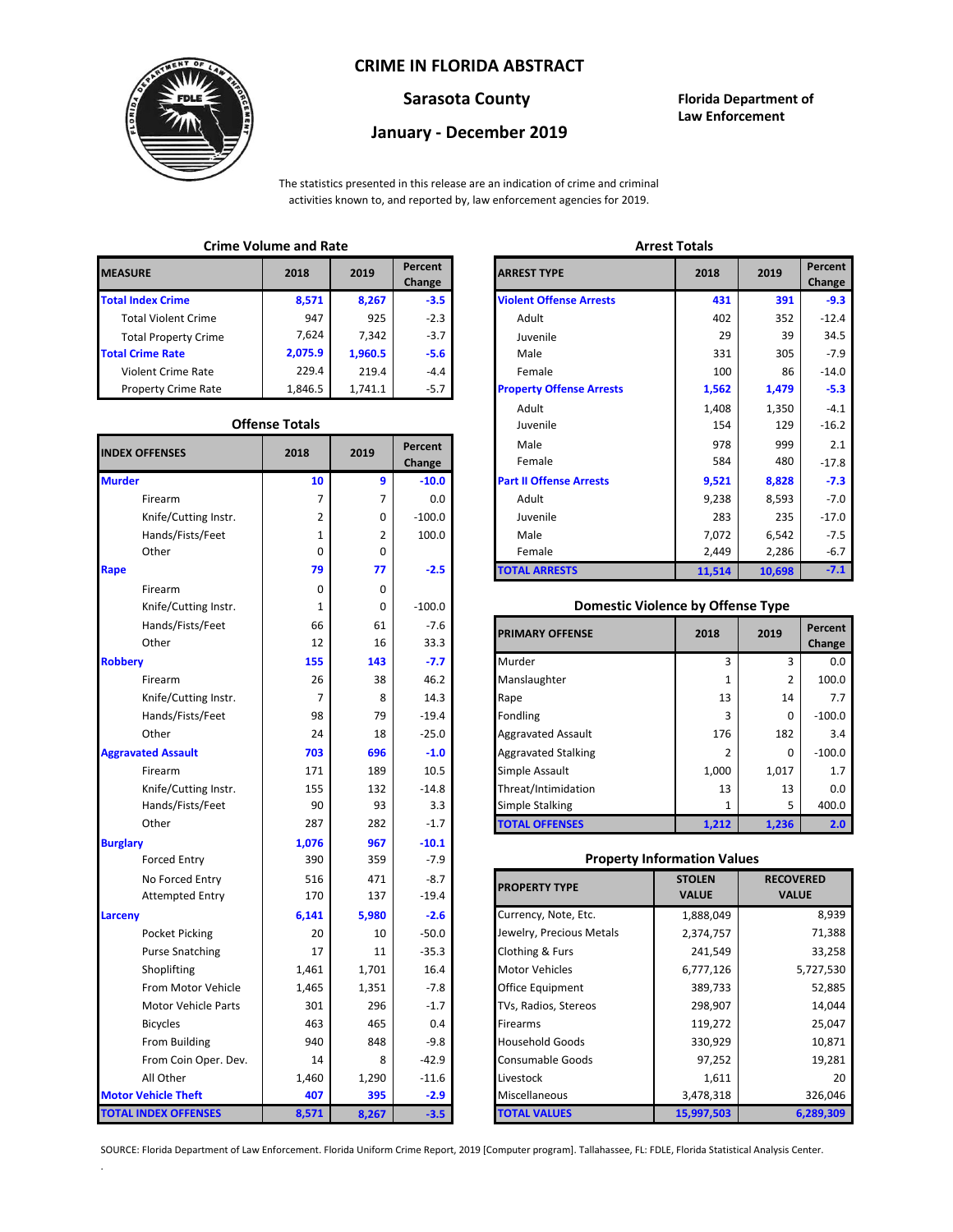# CRIME IN FLORIDA ABSTRACT

## Sarasota County

## January - December 2019

**Florida Department of Law Enforcement**

The statistics presented in this release are an indication of crime and criminal activities known to, and reported by, law enforcement agencies for 2019.

### Crime Volume and Rate

| MEASURE | 2018 | 2019 | Percent Change |
|---|---|---|---|
| **Total Index Crime** | **8,571** | **8,267** | **-3.5** |
| Total Violent Crime | 947 | 925 | -2.3 |
| Total Property Crime | 7,624 | 7,342 | -3.7 |
| **Total Crime Rate** | **2,075.9** | **1,960.5** | **-5.6** |
| Violent Crime Rate | 229.4 | 219.4 | -4.4 |
| Property Crime Rate | 1,846.5 | 1,741.1 | -5.7 |

### Offense Totals

| INDEX OFFENSES | 2018 | 2019 | Percent Change |
|---|---|---|---|
| **Murder** | **10** | **9** | **-10.0** |
| Firearm | 7 | 7 | 0.0 |
| Knife/Cutting Instr. | 2 | 0 | -100.0 |
| Hands/Fists/Feet | 1 | 2 | 100.0 |
| Other | 0 | 0 | |
| **Rape** | **79** | **77** | **-2.5** |
| Firearm | 0 | 0 | |
| Knife/Cutting Instr. | 1 | 0 | -100.0 |
| Hands/Fists/Feet | 66 | 61 | -7.6 |
| Other | 12 | 16 | 33.3 |
| **Robbery** | **155** | **143** | **-7.7** |
| Firearm | 26 | 38 | 46.2 |
| Knife/Cutting Instr. | 7 | 8 | 14.3 |
| Hands/Fists/Feet | 98 | 79 | -19.4 |
| Other | 24 | 18 | -25.0 |
| **Aggravated Assault** | **703** | **696** | **-1.0** |
| Firearm | 171 | 189 | 10.5 |
| Knife/Cutting Instr. | 155 | 132 | -14.8 |
| Hands/Fists/Feet | 90 | 93 | 3.3 |
| Other | 287 | 282 | -1.7 |
| **Burglary** | **1,076** | **967** | **-10.1** |
| Forced Entry | 390 | 359 | -7.9 |
| No Forced Entry | 516 | 471 | -8.7 |
| Attempted Entry | 170 | 137 | -19.4 |
| **Larceny** | **6,141** | **5,980** | **-2.6** |
| Pocket Picking | 20 | 10 | -50.0 |
| Purse Snatching | 17 | 11 | -35.3 |
| Shoplifting | 1,461 | 1,701 | 16.4 |
| From Motor Vehicle | 1,465 | 1,351 | -7.8 |
| Motor Vehicle Parts | 301 | 296 | -1.7 |
| Bicycles | 463 | 465 | 0.4 |
| From Building | 940 | 848 | -9.8 |
| From Coin Oper. Dev. | 14 | 8 | -42.9 |
| All Other | 1,460 | 1,290 | -11.6 |
| **Motor Vehicle Theft** | **407** | **395** | **-2.9** |
| **TOTAL INDEX OFFENSES** | **8,571** | **8,267** | **-3.5** |

### Arrest Totals

| ARREST TYPE | 2018 | 2019 | Percent Change |
|---|---|---|---|
| **Violent Offense Arrests** | **431** | **391** | **-9.3** |
| Adult | 402 | 352 | -12.4 |
| Juvenile | 29 | 39 | 34.5 |
| Male | 331 | 305 | -7.9 |
| Female | 100 | 86 | -14.0 |
| **Property Offense Arrests** | **1,562** | **1,479** | **-5.3** |
| Adult | 1,408 | 1,350 | -4.1 |
| Juvenile | 154 | 129 | -16.2 |
| Male | 978 | 999 | 2.1 |
| Female | 584 | 480 | -17.8 |
| **Part II Offense Arrests** | **9,521** | **8,828** | **-7.3** |
| Adult | 9,238 | 8,593 | -7.0 |
| Juvenile | 283 | 235 | -17.0 |
| Male | 7,072 | 6,542 | -7.5 |
| Female | 2,449 | 2,286 | -6.7 |
| **TOTAL ARRESTS** | **11,514** | **10,698** | **-7.1** |

### Domestic Violence by Offense Type

| PRIMARY OFFENSE | 2018 | 2019 | Percent Change |
|---|---|---|---|
| Murder | 3 | 3 | 0.0 |
| Manslaughter | 1 | 2 | 100.0 |
| Rape | 13 | 14 | 7.7 |
| Fondling | 3 | 0 | -100.0 |
| Aggravated Assault | 176 | 182 | 3.4 |
| Aggravated Stalking | 2 | 0 | -100.0 |
| Simple Assault | 1,000 | 1,017 | 1.7 |
| Threat/Intimidation | 13 | 13 | 0.0 |
| Simple Stalking | 1 | 5 | 400.0 |
| **TOTAL OFFENSES** | **1,212** | **1,236** | **2.0** |

### Property Information Values

| PROPERTY TYPE | STOLEN VALUE | RECOVERED VALUE |
|---|---|---|
| Currency, Note, Etc. | 1,888,049 | 8,939 |
| Jewelry, Precious Metals | 2,374,757 | 71,388 |
| Clothing & Furs | 241,549 | 33,258 |
| Motor Vehicles | 6,777,126 | 5,727,530 |
| Office Equipment | 389,733 | 52,885 |
| TVs, Radios, Stereos | 298,907 | 14,044 |
| Firearms | 119,272 | 25,047 |
| Household Goods | 330,929 | 10,871 |
| Consumable Goods | 97,252 | 19,281 |
| Livestock | 1,611 | 20 |
| Miscellaneous | 3,478,318 | 326,046 |
| **TOTAL VALUES** | **15,997,503** | **6,289,309** |

SOURCE: Florida Department of Law Enforcement. Florida Uniform Crime Report, 2019 [Computer program]. Tallahassee, FL: FDLE, Florida Statistical Analysis Center.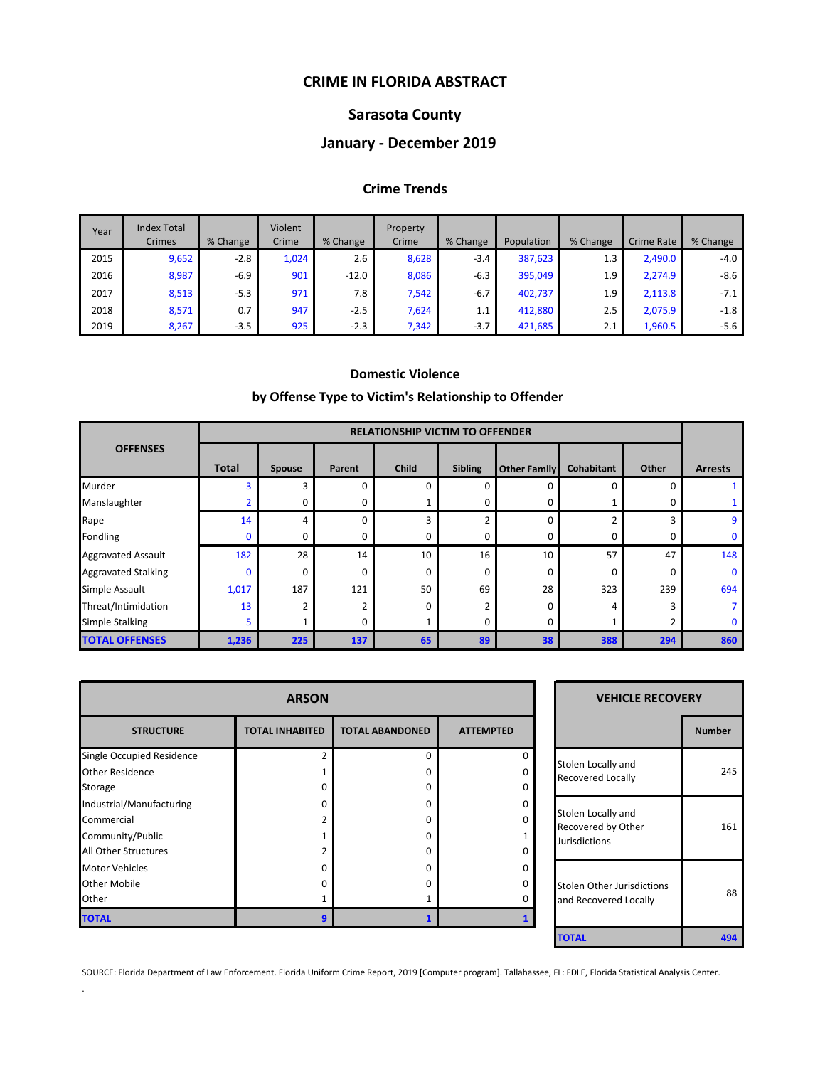# CRIME IN FLORIDA ABSTRACT

## Sarasota County

## January - December 2019

### Crime Trends

| Year | Index Total Crimes | % Change | Violent Crime | % Change | Property Crime | % Change | Population | % Change | Crime Rate | % Change |
|---|---|---|---|---|---|---|---|---|---|---|
| 2015 | 9,652 | -2.8 | 1,024 | 2.6 | 8,628 | -3.4 | 387,623 | 1.3 | 2,490.0 | -4.0 |
| 2016 | 8,987 | -6.9 | 901 | -12.0 | 8,086 | -6.3 | 395,049 | 1.9 | 2,274.9 | -8.6 |
| 2017 | 8,513 | -5.3 | 971 | 7.8 | 7,542 | -6.7 | 402,737 | 1.9 | 2,113.8 | -7.1 |
| 2018 | 8,571 | 0.7 | 947 | -2.5 | 7,624 | 1.1 | 412,880 | 2.5 | 2,075.9 | -1.8 |
| 2019 | 8,267 | -3.5 | 925 | -2.3 | 7,342 | -3.7 | 421,685 | 2.1 | 1,960.5 | -5.6 |

### Domestic Violence

### by Offense Type to Victim's Relationship to Offender

| OFFENSES | RELATIONSHIP VICTIM TO OFFENDER | | | | | | | | |
|---|---|---|---|---|---|---|---|---|---|
| | Total | Spouse | Parent | Child | Sibling | Other Family | Cohabitant | Other | Arrests |
| Murder | 3 | 3 | 0 | 0 | 0 | 0 | 0 | 0 | 1 |
| Manslaughter | 2 | 0 | 0 | 1 | 0 | 0 | 1 | 0 | 1 |
| Rape | 14 | 4 | 0 | 3 | 2 | 0 | 2 | 3 | 9 |
| Fondling | 0 | 0 | 0 | 0 | 0 | 0 | 0 | 0 | 0 |
| Aggravated Assault | 182 | 28 | 14 | 10 | 16 | 10 | 57 | 47 | 148 |
| Aggravated Stalking | 0 | 0 | 0 | 0 | 0 | 0 | 0 | 0 | 0 |
| Simple Assault | 1,017 | 187 | 121 | 50 | 69 | 28 | 323 | 239 | 694 |
| Threat/Intimidation | 13 | 2 | 2 | 0 | 2 | 0 | 4 | 3 | 7 |
| Simple Stalking | 5 | 1 | 0 | 1 | 0 | 0 | 1 | 2 | 0 |
| **TOTAL OFFENSES** | **1,236** | **225** | **137** | **65** | **89** | **38** | **388** | **294** | **860** |

| ARSON | | | |
|---|---|---|---|
| STRUCTURE | TOTAL INHABITED | TOTAL ABANDONED | ATTEMPTED |
| Single Occupied Residence | 2 | 0 | 0 |
| Other Residence | 1 | 0 | 0 |
| Storage | 0 | 0 | 0 |
| Industrial/Manufacturing | 0 | 0 | 0 |
| Commercial | 2 | 0 | 0 |
| Community/Public | 1 | 0 | 1 |
| All Other Structures | 2 | 0 | 0 |
| Motor Vehicles | 0 | 0 | 0 |
| Other Mobile | 0 | 0 | 0 |
| Other | 1 | 1 | 0 |
| **TOTAL** | **9** | **1** | **1** |

| VEHICLE RECOVERY | |
|---|---|
| | Number |
| Stolen Locally and Recovered Locally | 245 |
| Stolen Locally and Recovered by Other Jurisdictions | 161 |
| Stolen Other Jurisdictions and Recovered Locally | 88 |
| **TOTAL** | **494** |

SOURCE: Florida Department of Law Enforcement. Florida Uniform Crime Report, 2019 [Computer program]. Tallahassee, FL: FDLE, Florida Statistical Analysis Center.